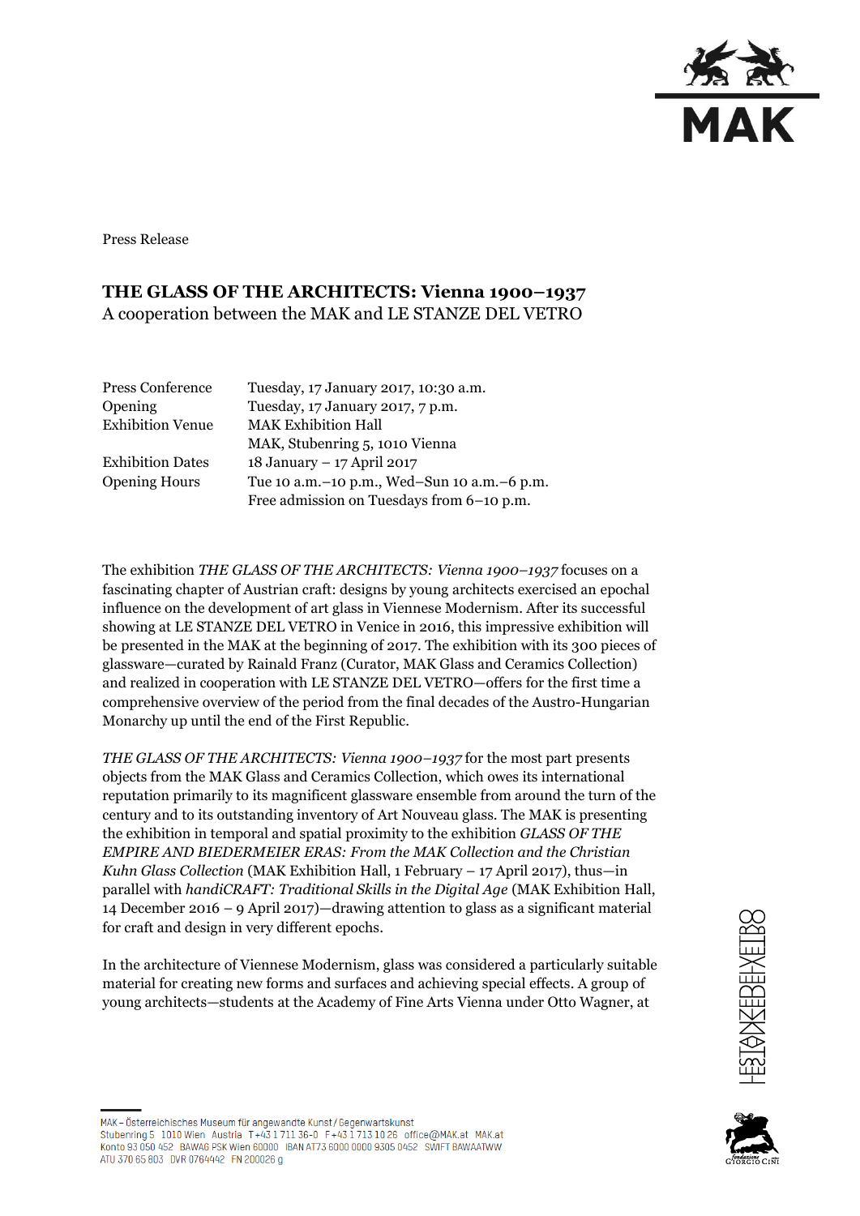Press Release

# THE GLASS OF THE ARCHITECTS: Vienna 1900–1937

A cooperation between the MAK and LE STANZE DEL VETRO

| | |
|---|---|
| Press Conference | Tuesday, 17 January 2017, 10:30 a.m. |
| Opening | Tuesday, 17 January 2017, 7 p.m. |
| Exhibition Venue | MAK Exhibition Hall<br>MAK, Stubenring 5, 1010 Vienna |
| Exhibition Dates | 18 January – 17 April 2017 |
| Opening Hours | Tue 10 a.m.–10 p.m., Wed–Sun 10 a.m.–6 p.m.<br>Free admission on Tuesdays from 6–10 p.m. |

The exhibition *THE GLASS OF THE ARCHITECTS: Vienna 1900–1937* focuses on a fascinating chapter of Austrian craft: designs by young architects exercised an epochal influence on the development of art glass in Viennese Modernism. After its successful showing at LE STANZE DEL VETRO in Venice in 2016, this impressive exhibition will be presented in the MAK at the beginning of 2017. The exhibition with its 300 pieces of glassware—curated by Rainald Franz (Curator, MAK Glass and Ceramics Collection) and realized in cooperation with LE STANZE DEL VETRO—offers for the first time a comprehensive overview of the period from the final decades of the Austro-Hungarian Monarchy up until the end of the First Republic.

*THE GLASS OF THE ARCHITECTS: Vienna 1900–1937* for the most part presents objects from the MAK Glass and Ceramics Collection, which owes its international reputation primarily to its magnificent glassware ensemble from around the turn of the century and to its outstanding inventory of Art Nouveau glass. The MAK is presenting the exhibition in temporal and spatial proximity to the exhibition *GLASS OF THE EMPIRE AND BIEDERMEIER ERAS: From the MAK Collection and the Christian Kuhn Glass Collection* (MAK Exhibition Hall, 1 February – 17 April 2017), thus—in parallel with *handiCRAFT: Traditional Skills in the Digital Age* (MAK Exhibition Hall, 14 December 2016 – 9 April 2017)—drawing attention to glass as a significant material for craft and design in very different epochs.

In the architecture of Viennese Modernism, glass was considered a particularly suitable material for creating new forms and surfaces and achieving special effects. A group of young architects—students at the Academy of Fine Arts Vienna under Otto Wagner, at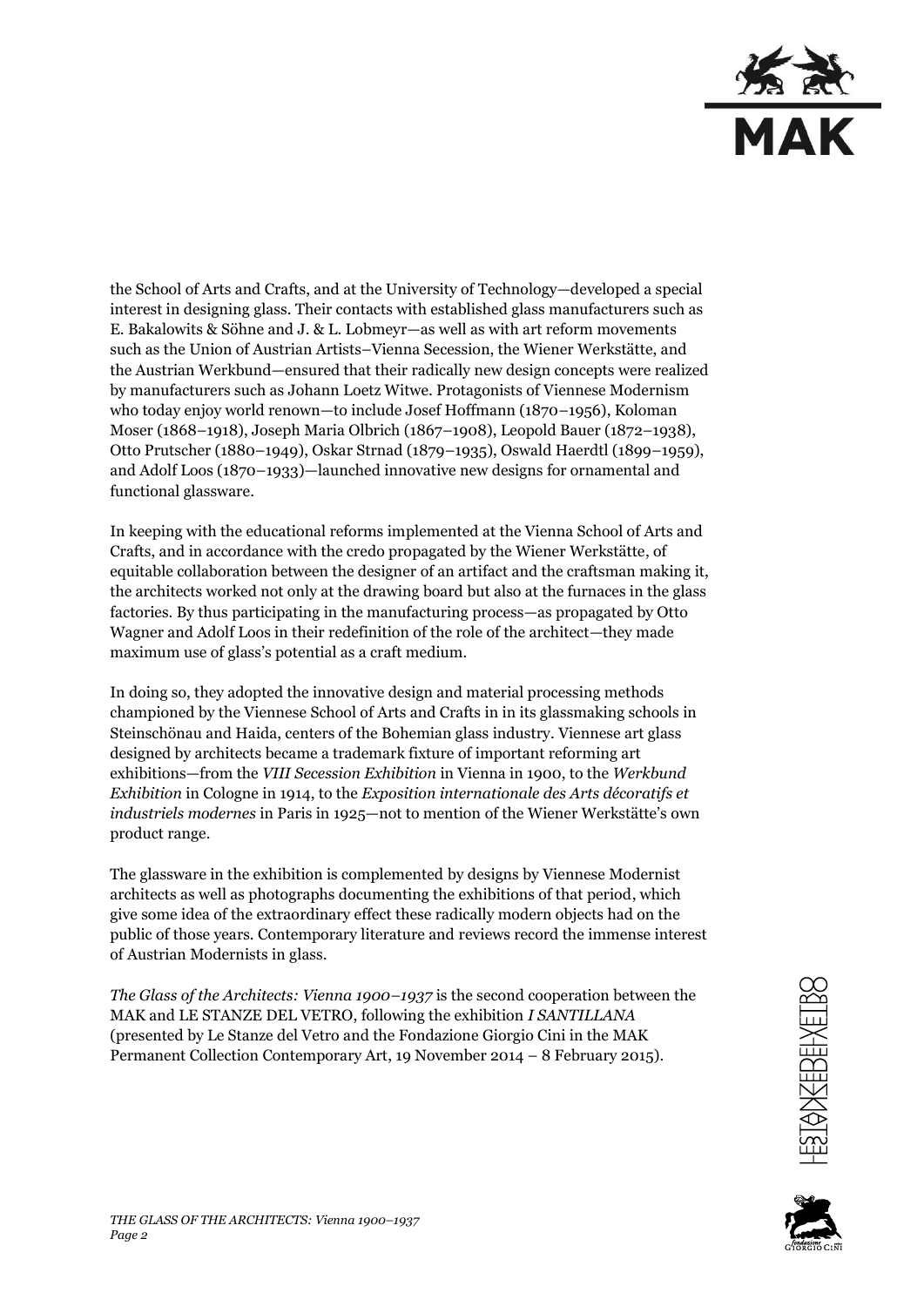the School of Arts and Crafts, and at the University of Technology—developed a special interest in designing glass. Their contacts with established glass manufacturers such as E. Bakalowits & Söhne and J. & L. Lobmeyr—as well as with art reform movements such as the Union of Austrian Artists–Vienna Secession, the Wiener Werkstätte, and the Austrian Werkbund—ensured that their radically new design concepts were realized by manufacturers such as Johann Loetz Witwe. Protagonists of Viennese Modernism who today enjoy world renown—to include Josef Hoffmann (1870–1956), Koloman Moser (1868–1918), Joseph Maria Olbrich (1867–1908), Leopold Bauer (1872–1938), Otto Prutscher (1880–1949), Oskar Strnad (1879–1935), Oswald Haerdtl (1899–1959), and Adolf Loos (1870–1933)—launched innovative new designs for ornamental and functional glassware.

In keeping with the educational reforms implemented at the Vienna School of Arts and Crafts, and in accordance with the credo propagated by the Wiener Werkstätte, of equitable collaboration between the designer of an artifact and the craftsman making it, the architects worked not only at the drawing board but also at the furnaces in the glass factories. By thus participating in the manufacturing process—as propagated by Otto Wagner and Adolf Loos in their redefinition of the role of the architect—they made maximum use of glass's potential as a craft medium.

In doing so, they adopted the innovative design and material processing methods championed by the Viennese School of Arts and Crafts in in its glassmaking schools in Steinschönau and Haida, centers of the Bohemian glass industry. Viennese art glass designed by architects became a trademark fixture of important reforming art exhibitions—from the *VIII Secession Exhibition* in Vienna in 1900, to the *Werkbund Exhibition* in Cologne in 1914, to the *Exposition internationale des Arts décoratifs et industriels modernes* in Paris in 1925—not to mention of the Wiener Werkstätte's own product range.

The glassware in the exhibition is complemented by designs by Viennese Modernist architects as well as photographs documenting the exhibitions of that period, which give some idea of the extraordinary effect these radically modern objects had on the public of those years. Contemporary literature and reviews record the immense interest of Austrian Modernists in glass.

*The Glass of the Architects: Vienna 1900–1937* is the second cooperation between the MAK and LE STANZE DEL VETRO, following the exhibition *I SANTILLANA* (presented by Le Stanze del Vetro and the Fondazione Giorgio Cini in the MAK Permanent Collection Contemporary Art, 19 November 2014 – 8 February 2015).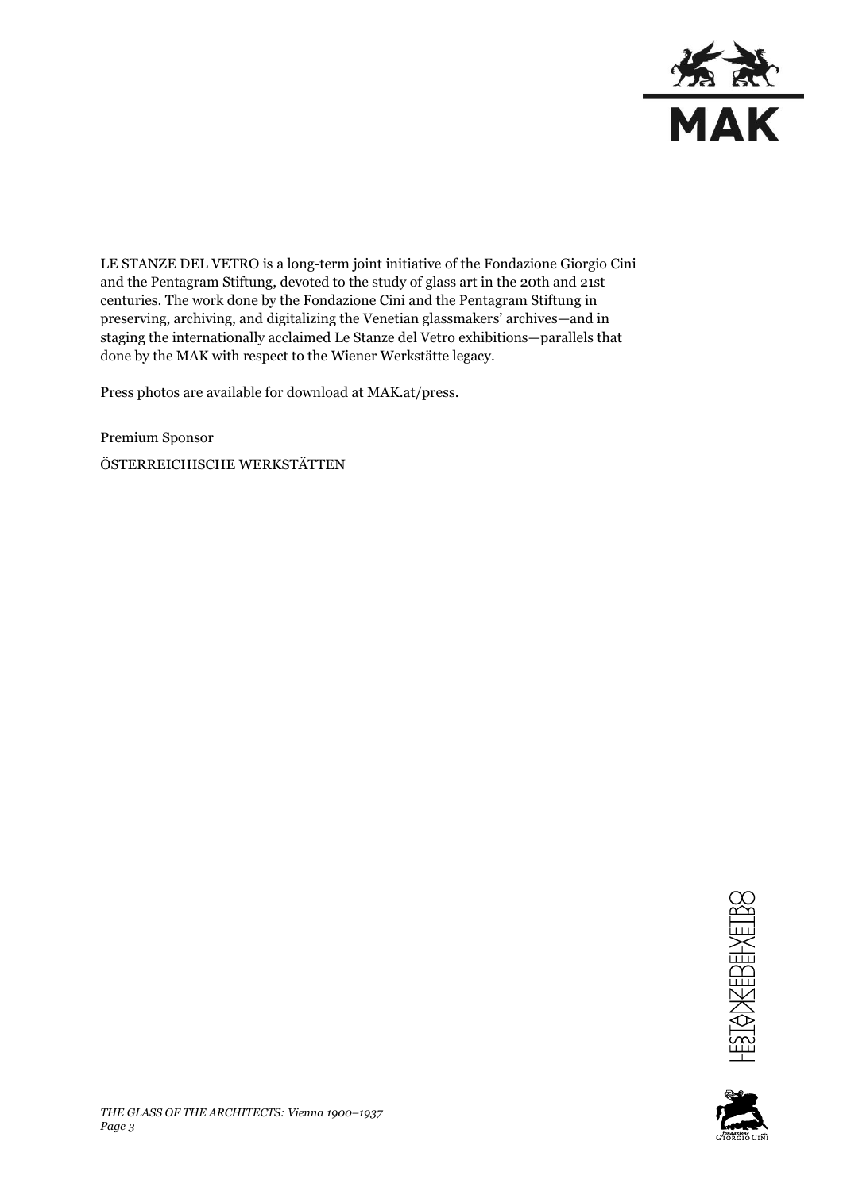LE STANZE DEL VETRO is a long-term joint initiative of the Fondazione Giorgio Cini and the Pentagram Stiftung, devoted to the study of glass art in the 20th and 21st centuries. The work done by the Fondazione Cini and the Pentagram Stiftung in preserving, archiving, and digitalizing the Venetian glassmakers' archives—and in staging the internationally acclaimed Le Stanze del Vetro exhibitions—parallels that done by the MAK with respect to the Wiener Werkstätte legacy.

Press photos are available for download at MAK.at/press.

Premium Sponsor

ÖSTERREICHISCHE WERKSTÄTTEN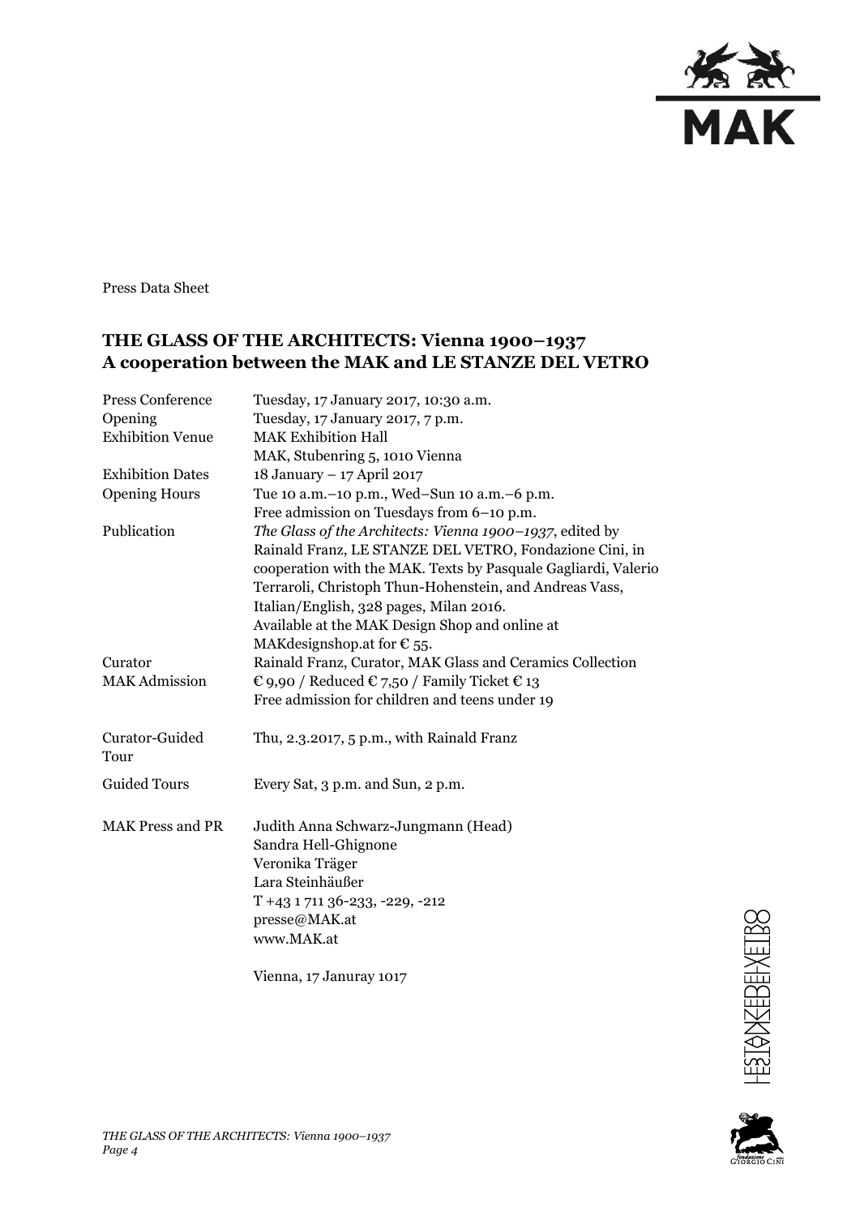Press Data Sheet

## THE GLASS OF THE ARCHITECTS: Vienna 1900–1937
## A cooperation between the MAK and LE STANZE DEL VETRO

| | |
|---|---|
| Press Conference | Tuesday, 17 January 2017, 10:30 a.m. |
| Opening | Tuesday, 17 January 2017, 7 p.m. |
| Exhibition Venue | MAK Exhibition Hall<br>MAK, Stubenring 5, 1010 Vienna |
| Exhibition Dates | 18 January – 17 April 2017 |
| Opening Hours | Tue 10 a.m.–10 p.m., Wed–Sun 10 a.m.–6 p.m.<br>Free admission on Tuesdays from 6–10 p.m. |
| Publication | *The Glass of the Architects: Vienna 1900–1937*, edited by Rainald Franz, LE STANZE DEL VETRO, Fondazione Cini, in cooperation with the MAK. Texts by Pasquale Gagliardi, Valerio Terraroli, Christoph Thun-Hohenstein, and Andreas Vass, Italian/English, 328 pages, Milan 2016.<br>Available at the MAK Design Shop and online at MAKdesignshop.at for € 55. |
| Curator | Rainald Franz, Curator, MAK Glass and Ceramics Collection |
| MAK Admission | € 9,90 / Reduced € 7,50 / Family Ticket € 13<br>Free admission for children and teens under 19 |
| Curator-Guided Tour | Thu, 2.3.2017, 5 p.m., with Rainald Franz |
| Guided Tours | Every Sat, 3 p.m. and Sun, 2 p.m. |
| MAK Press and PR | Judith Anna Schwarz-Jungmann (Head)<br>Sandra Hell-Ghignone<br>Veronika Träger<br>Lara Steinhäußer<br>T +43 1 711 36-233, -229, -212<br>presse@MAK.at<br>www.MAK.at |

Vienna, 17 Januray 1017